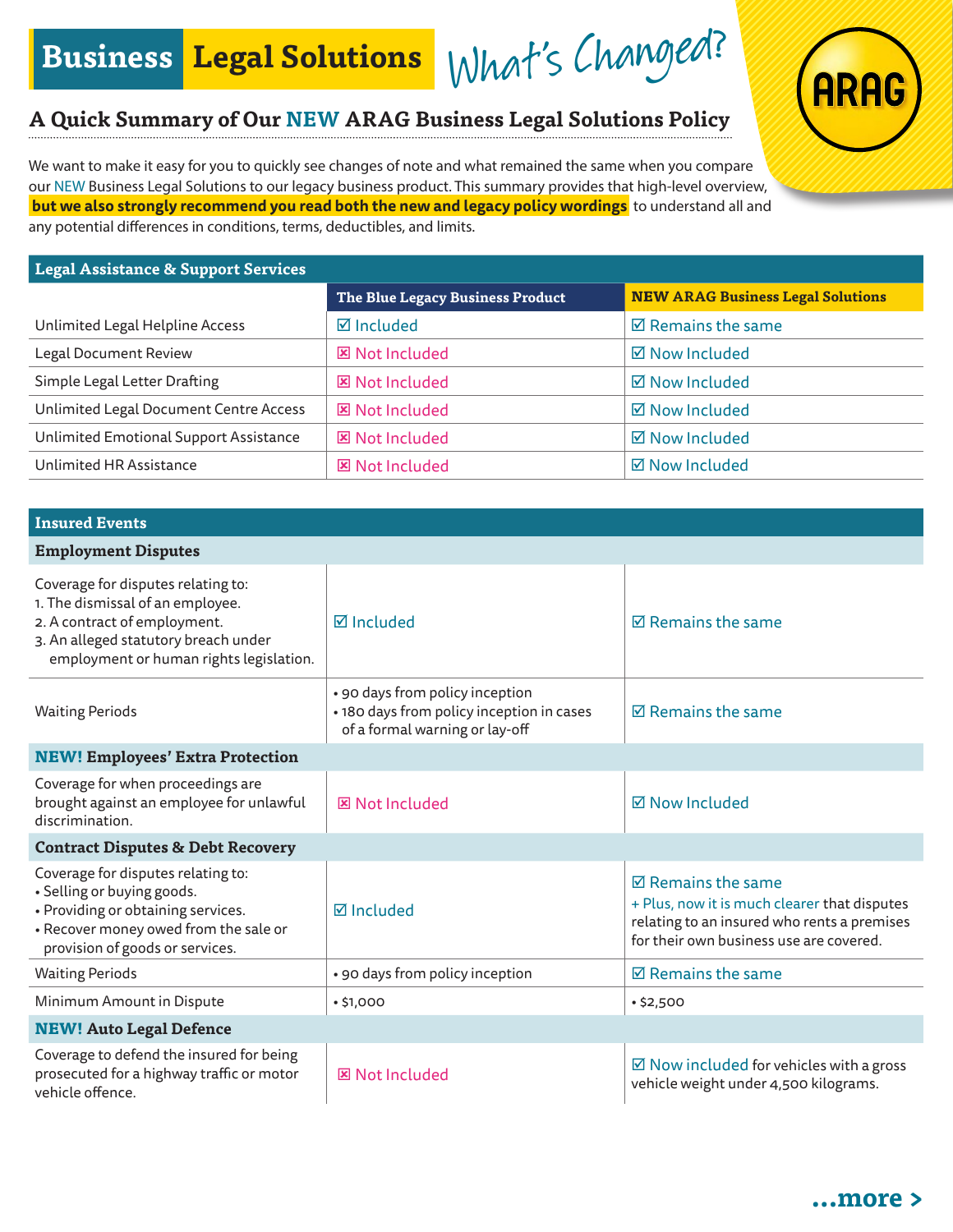# Business Legal Solutions *What's Changed?*

ARAG

## A Quick Summary of Our NEW ARAG Business Legal Solutions Policy

We want to make it easy for you to quickly see changes of note and what remained the same when you compare our NEW Business Legal Solutions to our legacy business product. This summary provides that high-level overview, **but we also strongly recommend you read both the new and legacy policy wordings** to understand all and any potential differences in conditions, terms, deductibles, and limits.

| Legal Assistance & Support Services | The Blue Legacy Business Product | NEW ARAG Business Legal Solutions |
|---|---|---|
| Unlimited Legal Helpline Access | ☑ Included | ☑ Remains the same |
| Legal Document Review | ☒ Not Included | ☑ Now Included |
| Simple Legal Letter Drafting | ☒ Not Included | ☑ Now Included |
| Unlimited Legal Document Centre Access | ☒ Not Included | ☑ Now Included |
| Unlimited Emotional Support Assistance | ☒ Not Included | ☑ Now Included |
| Unlimited HR Assistance | ☒ Not Included | ☑ Now Included |

| Insured Events | The Blue Legacy Business Product | NEW ARAG Business Legal Solutions |
|---|---|---|
| **Employment Disputes** | | |
| Coverage for disputes relating to:<br>1. The dismissal of an employee.<br>2. A contract of employment.<br>3. An alleged statutory breach under employment or human rights legislation. | ☑ Included | ☑ Remains the same |
| Waiting Periods | • 90 days from policy inception<br>• 180 days from policy inception in cases of a formal warning or lay-off | ☑ Remains the same |
| **NEW! Employees' Extra Protection** | | |
| Coverage for when proceedings are brought against an employee for unlawful discrimination. | ☒ Not Included | ☑ Now Included |
| **Contract Disputes & Debt Recovery** | | |
| Coverage for disputes relating to:<br>• Selling or buying goods.<br>• Providing or obtaining services.<br>• Recover money owed from the sale or provision of goods or services. | ☑ Included | ☑ Remains the same<br>+ Plus, now it is much clearer that disputes relating to an insured who rents a premises for their own business use are covered. |
| Waiting Periods | • 90 days from policy inception | ☑ Remains the same |
| Minimum Amount in Dispute | • $1,000 | • $2,500 |
| **NEW! Auto Legal Defence** | | |
| Coverage to defend the insured for being prosecuted for a highway traffic or motor vehicle offence. | ☒ Not Included | ☑ Now included for vehicles with a gross vehicle weight under 4,500 kilograms. |

**...more >**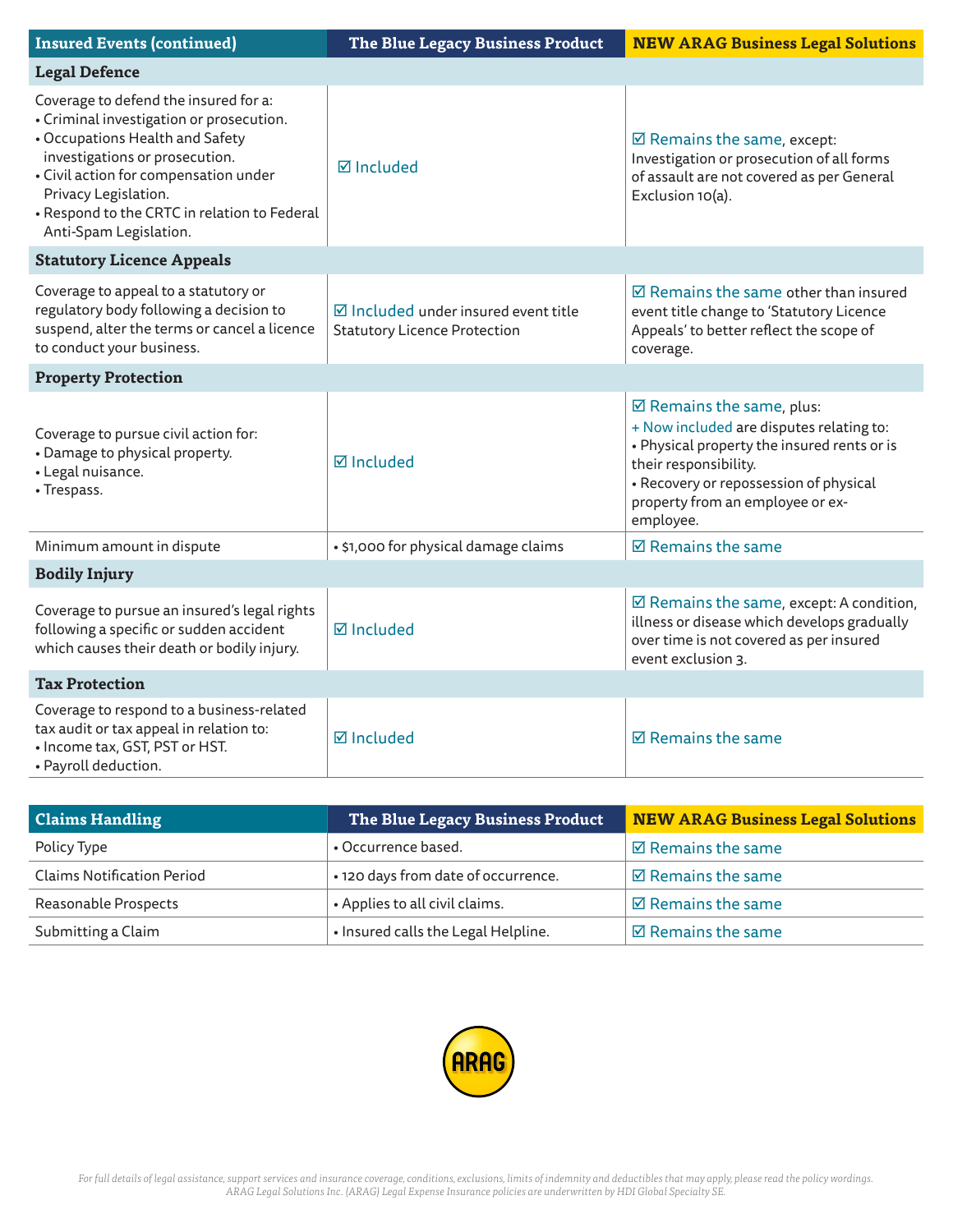| Insured Events (continued) | The Blue Legacy Business Product | NEW ARAG Business Legal Solutions |
|---|---|---|
| **Legal Defence** | | |
| Coverage to defend the insured for a:<br>• Criminal investigation or prosecution.<br>• Occupations Health and Safety investigations or prosecution.<br>• Civil action for compensation under Privacy Legislation.<br>• Respond to the CRTC in relation to Federal Anti-Spam Legislation. | ☑ Included | ☑ Remains the same, except:<br>Investigation or prosecution of all forms of assault are not covered as per General Exclusion 10(a). |
| **Statutory Licence Appeals** | | |
| Coverage to appeal to a statutory or regulatory body following a decision to suspend, alter the terms or cancel a licence to conduct your business. | ☑ Included under insured event title Statutory Licence Protection | ☑ Remains the same other than insured event title change to 'Statutory Licence Appeals' to better reflect the scope of coverage. |
| **Property Protection** | | |
| Coverage to pursue civil action for:<br>• Damage to physical property.<br>• Legal nuisance.<br>• Trespass. | ☑ Included | ☑ Remains the same, plus:<br>+ Now included are disputes relating to:<br>• Physical property the insured rents or is their responsibility.<br>• Recovery or repossession of physical property from an employee or ex-employee. |
| Minimum amount in dispute | • $1,000 for physical damage claims | ☑ Remains the same |
| **Bodily Injury** | | |
| Coverage to pursue an insured's legal rights following a specific or sudden accident which causes their death or bodily injury. | ☑ Included | ☑ Remains the same, except: A condition, illness or disease which develops gradually over time is not covered as per insured event exclusion 3. |
| **Tax Protection** | | |
| Coverage to respond to a business-related tax audit or tax appeal in relation to:<br>• Income tax, GST, PST or HST.<br>• Payroll deduction. | ☑ Included | ☑ Remains the same |

| Claims Handling | The Blue Legacy Business Product | NEW ARAG Business Legal Solutions |
|---|---|---|
| Policy Type | • Occurrence based. | ☑ Remains the same |
| Claims Notification Period | • 120 days from date of occurrence. | ☑ Remains the same |
| Reasonable Prospects | • Applies to all civil claims. | ☑ Remains the same |
| Submitting a Claim | • Insured calls the Legal Helpline. | ☑ Remains the same |

ARAG

*For full details of legal assistance, support services and insurance coverage, conditions, exclusions, limits of indemnity and deductibles that may apply, please read the policy wordings. ARAG Legal Solutions Inc. (ARAG) Legal Expense Insurance policies are underwritten by HDI Global Specialty SE.*